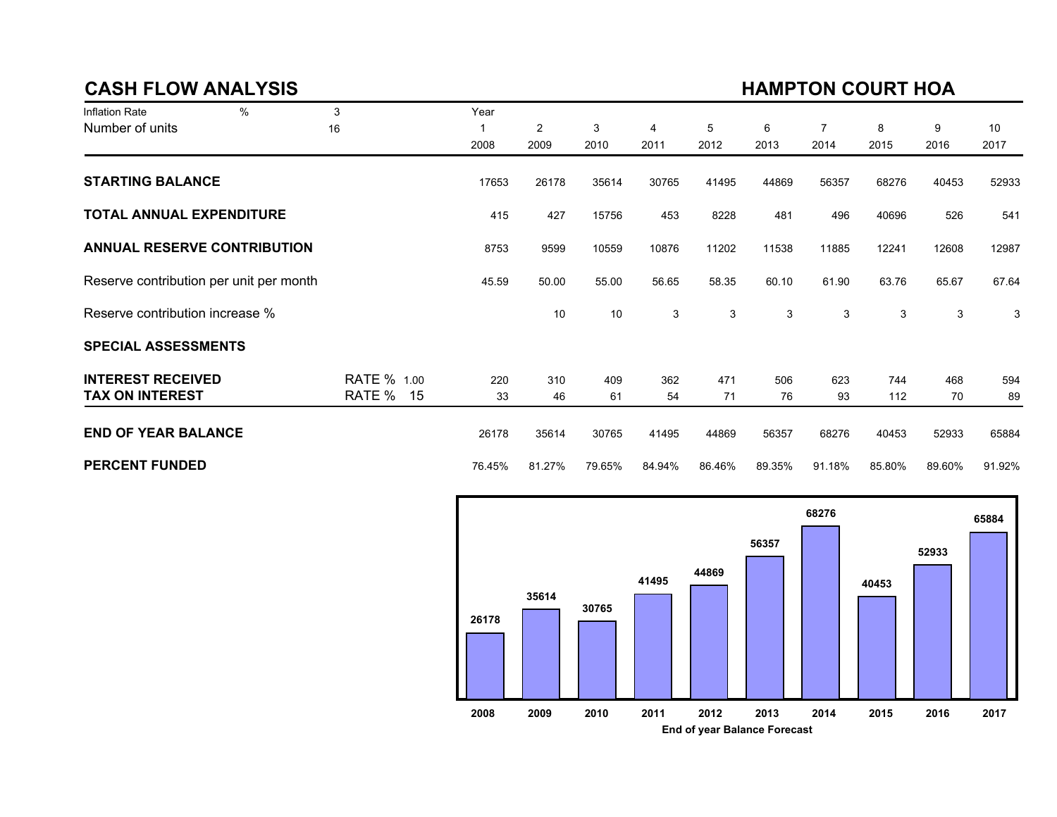## CASH FLOW ANALYSIS

## HAMPTON COURT HOA

| Inflation Rate | % | 3 | Year | | | | | | | | | |
|---|---|---|---|---|---|---|---|---|---|---|---|---|
| Number of units | | 16 | 1 | 2 | 3 | 4 | 5 | 6 | 7 | 8 | 9 | 10 |
| | | | 2008 | 2009 | 2010 | 2011 | 2012 | 2013 | 2014 | 2015 | 2016 | 2017 |
| **STARTING BALANCE** | | | 17653 | 26178 | 35614 | 30765 | 41495 | 44869 | 56357 | 68276 | 40453 | 52933 |
| **TOTAL ANNUAL EXPENDITURE** | | | 415 | 427 | 15756 | 453 | 8228 | 481 | 496 | 40696 | 526 | 541 |
| **ANNUAL RESERVE CONTRIBUTION** | | | 8753 | 9599 | 10559 | 10876 | 11202 | 11538 | 11885 | 12241 | 12608 | 12987 |
| Reserve contribution per unit per month | | | 45.59 | 50.00 | 55.00 | 56.65 | 58.35 | 60.10 | 61.90 | 63.76 | 65.67 | 67.64 |
| Reserve contribution increase % | | | | 10 | 10 | 3 | 3 | 3 | 3 | 3 | 3 | 3 |
| **SPECIAL ASSESSMENTS** | | | | | | | | | | | | |
| **INTEREST RECEIVED** | RATE % | 1.00 | 220 | 310 | 409 | 362 | 471 | 506 | 623 | 744 | 468 | 594 |
| **TAX ON INTEREST** | RATE % | 15 | 33 | 46 | 61 | 54 | 71 | 76 | 93 | 112 | 70 | 89 |
| **END OF YEAR BALANCE** | | | 26178 | 35614 | 30765 | 41495 | 44869 | 56357 | 68276 | 40453 | 52933 | 65884 |
| **PERCENT FUNDED** | | | 76.45% | 81.27% | 79.65% | 84.94% | 86.46% | 89.35% | 91.18% | 85.80% | 89.60% | 91.92% |

| Year | 2008 | 2009 | 2010 | 2011 | 2012 | 2013 | 2014 | 2015 | 2016 | 2017 |
|---|---|---|---|---|---|---|---|---|---|---|
| End of year Balance | 26178 | 35614 | 30765 | 41495 | 44869 | 56357 | 68276 | 40453 | 52933 | 65884 |

**End of year Balance Forecast**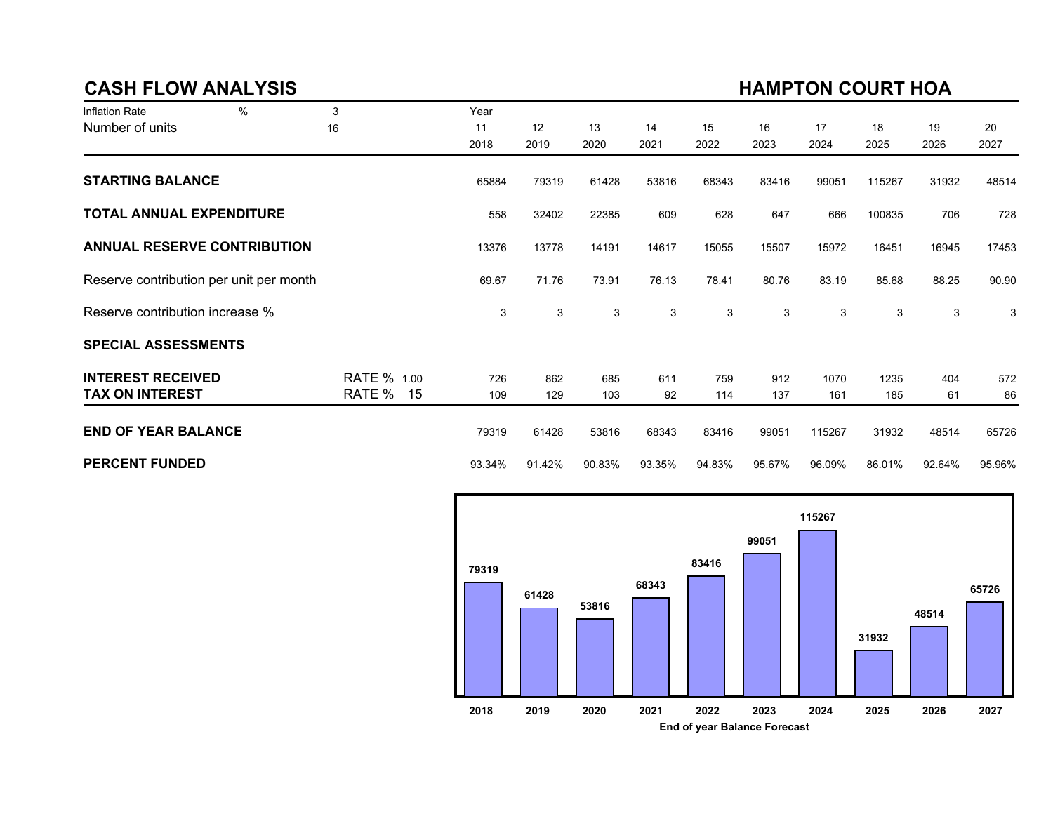## CASH FLOW ANALYSIS

## HAMPTON COURT HOA

| Inflation Rate | % | 3 | Year | | | | | | | | | |
|---|---|---|---|---|---|---|---|---|---|---|---|---|
| Number of units | | 16 | 11 | 12 | 13 | 14 | 15 | 16 | 17 | 18 | 19 | 20 |
| | | | 2018 | 2019 | 2020 | 2021 | 2022 | 2023 | 2024 | 2025 | 2026 | 2027 |
| **STARTING BALANCE** | | | 65884 | 79319 | 61428 | 53816 | 68343 | 83416 | 99051 | 115267 | 31932 | 48514 |
| **TOTAL ANNUAL EXPENDITURE** | | | 558 | 32402 | 22385 | 609 | 628 | 647 | 666 | 100835 | 706 | 728 |
| **ANNUAL RESERVE CONTRIBUTION** | | | 13376 | 13778 | 14191 | 14617 | 15055 | 15507 | 15972 | 16451 | 16945 | 17453 |
| Reserve contribution per unit per month | | | 69.67 | 71.76 | 73.91 | 76.13 | 78.41 | 80.76 | 83.19 | 85.68 | 88.25 | 90.90 |
| Reserve contribution increase % | | | 3 | 3 | 3 | 3 | 3 | 3 | 3 | 3 | 3 | 3 |
| **SPECIAL ASSESSMENTS** | | | | | | | | | | | | |
| **INTEREST RECEIVED** | RATE % | 1.00 | 726 | 862 | 685 | 611 | 759 | 912 | 1070 | 1235 | 404 | 572 |
| **TAX ON INTEREST** | RATE % | 15 | 109 | 129 | 103 | 92 | 114 | 137 | 161 | 185 | 61 | 86 |
| **END OF YEAR BALANCE** | | | 79319 | 61428 | 53816 | 68343 | 83416 | 99051 | 115267 | 31932 | 48514 | 65726 |
| **PERCENT FUNDED** | | | 93.34% | 91.42% | 90.83% | 93.35% | 94.83% | 95.67% | 96.09% | 86.01% | 92.64% | 95.96% |

| Year | 2018 | 2019 | 2020 | 2021 | 2022 | 2023 | 2024 | 2025 | 2026 | 2027 |
|---|---|---|---|---|---|---|---|---|---|---|
| End of year balance | 79319 | 61428 | 53816 | 68343 | 83416 | 99051 | 115267 | 31932 | 48514 | 65726 |

**End of year Balance Forecast**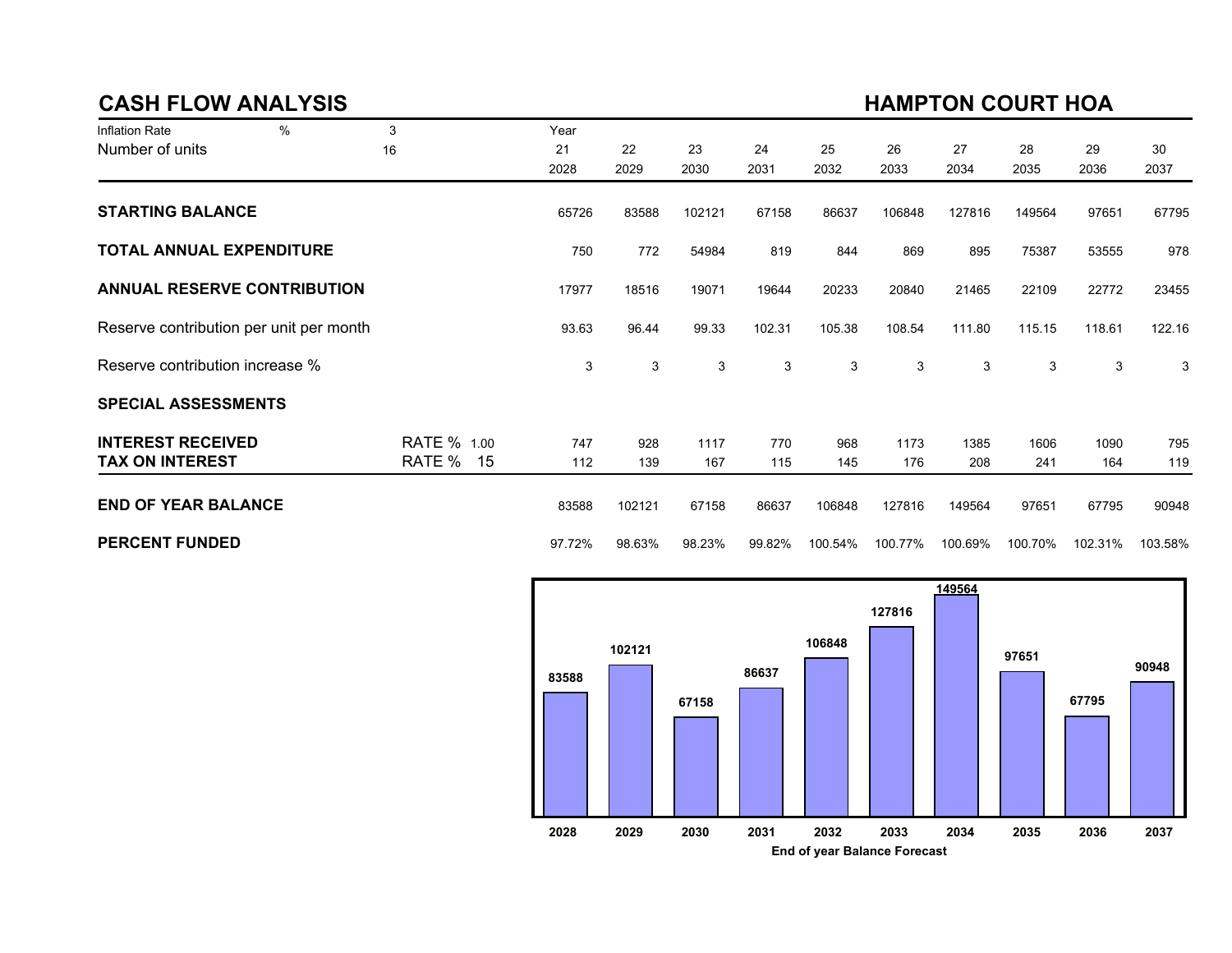## CASH FLOW ANALYSIS

## HAMPTON COURT HOA

| | | | | | | | | | | | |
|---|---|---|---|---|---|---|---|---|---|---|---|
| Inflation Rate % | 3 | Year | | | | | | | | | |
| Number of units | 16 | 21 | 22 | 23 | 24 | 25 | 26 | 27 | 28 | 29 | 30 |
| | | 2028 | 2029 | 2030 | 2031 | 2032 | 2033 | 2034 | 2035 | 2036 | 2037 |
| **STARTING BALANCE** | | 65726 | 83588 | 102121 | 67158 | 86637 | 106848 | 127816 | 149564 | 97651 | 67795 |
| **TOTAL ANNUAL EXPENDITURE** | | 750 | 772 | 54984 | 819 | 844 | 869 | 895 | 75387 | 53555 | 978 |
| **ANNUAL RESERVE CONTRIBUTION** | | 17977 | 18516 | 19071 | 19644 | 20233 | 20840 | 21465 | 22109 | 22772 | 23455 |
| Reserve contribution per unit per month | | 93.63 | 96.44 | 99.33 | 102.31 | 105.38 | 108.54 | 111.80 | 115.15 | 118.61 | 122.16 |
| Reserve contribution increase % | | 3 | 3 | 3 | 3 | 3 | 3 | 3 | 3 | 3 | 3 |
| **SPECIAL ASSESSMENTS** | | | | | | | | | | | |
| **INTEREST RECEIVED** | RATE % 1.00 | 747 | 928 | 1117 | 770 | 968 | 1173 | 1385 | 1606 | 1090 | 795 |
| **TAX ON INTEREST** | RATE % 15 | 112 | 139 | 167 | 115 | 145 | 176 | 208 | 241 | 164 | 119 |
| **END OF YEAR BALANCE** | | 83588 | 102121 | 67158 | 86637 | 106848 | 127816 | 149564 | 97651 | 67795 | 90948 |
| **PERCENT FUNDED** | | 97.72% | 98.63% | 98.23% | 99.82% | 100.54% | 100.77% | 100.69% | 100.70% | 102.31% | 103.58% |

83588
102121
67158
86637
106848
127816
149564
97651
67795
90948

2028 2029 2030 2031 2032 2033 2034 2035 2036 2037

End of year Balance Forecast